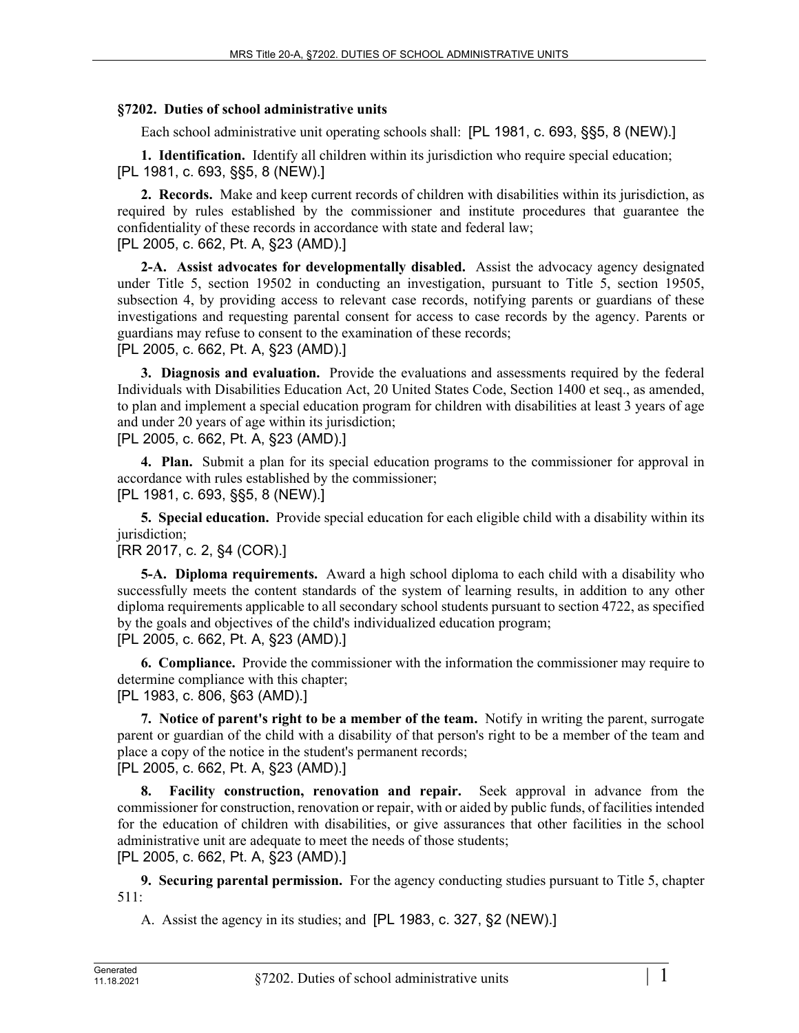**§7202. Duties of school administrative units**

Each school administrative unit operating schools shall: [PL 1981, c. 693, §§5, 8 (NEW).]

**1. Identification.** Identify all children within its jurisdiction who require special education;
[PL 1981, c. 693, §§5, 8 (NEW).]

**2. Records.** Make and keep current records of children with disabilities within its jurisdiction, as required by rules established by the commissioner and institute procedures that guarantee the confidentiality of these records in accordance with state and federal law;
[PL 2005, c. 662, Pt. A, §23 (AMD).]

**2-A. Assist advocates for developmentally disabled.** Assist the advocacy agency designated under Title 5, section 19502 in conducting an investigation, pursuant to Title 5, section 19505, subsection 4, by providing access to relevant case records, notifying parents or guardians of these investigations and requesting parental consent for access to case records by the agency. Parents or guardians may refuse to consent to the examination of these records;
[PL 2005, c. 662, Pt. A, §23 (AMD).]

**3. Diagnosis and evaluation.** Provide the evaluations and assessments required by the federal Individuals with Disabilities Education Act, 20 United States Code, Section 1400 et seq., as amended, to plan and implement a special education program for children with disabilities at least 3 years of age and under 20 years of age within its jurisdiction;
[PL 2005, c. 662, Pt. A, §23 (AMD).]

**4. Plan.** Submit a plan for its special education programs to the commissioner for approval in accordance with rules established by the commissioner;
[PL 1981, c. 693, §§5, 8 (NEW).]

**5. Special education.** Provide special education for each eligible child with a disability within its jurisdiction;
[RR 2017, c. 2, §4 (COR).]

**5-A. Diploma requirements.** Award a high school diploma to each child with a disability who successfully meets the content standards of the system of learning results, in addition to any other diploma requirements applicable to all secondary school students pursuant to section 4722, as specified by the goals and objectives of the child's individualized education program;
[PL 2005, c. 662, Pt. A, §23 (AMD).]

**6. Compliance.** Provide the commissioner with the information the commissioner may require to determine compliance with this chapter;
[PL 1983, c. 806, §63 (AMD).]

**7. Notice of parent's right to be a member of the team.** Notify in writing the parent, surrogate parent or guardian of the child with a disability of that person's right to be a member of the team and place a copy of the notice in the student's permanent records;
[PL 2005, c. 662, Pt. A, §23 (AMD).]

**8. Facility construction, renovation and repair.** Seek approval in advance from the commissioner for construction, renovation or repair, with or aided by public funds, of facilities intended for the education of children with disabilities, or give assurances that other facilities in the school administrative unit are adequate to meet the needs of those students;
[PL 2005, c. 662, Pt. A, §23 (AMD).]

**9. Securing parental permission.** For the agency conducting studies pursuant to Title 5, chapter 511:

A. Assist the agency in its studies; and [PL 1983, c. 327, §2 (NEW).]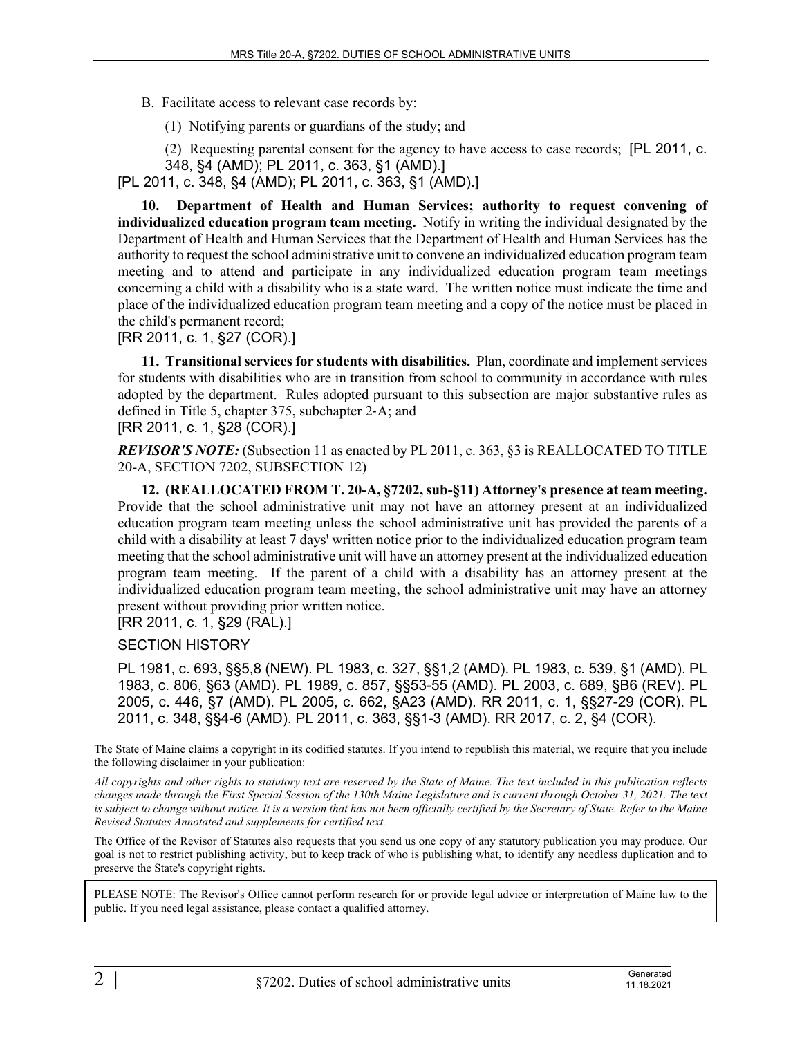B. Facilitate access to relevant case records by:

(1) Notifying parents or guardians of the study; and

(2) Requesting parental consent for the agency to have access to case records; [PL 2011, c. 348, §4 (AMD); PL 2011, c. 363, §1 (AMD).]

[PL 2011, c. 348, §4 (AMD); PL 2011, c. 363, §1 (AMD).]

**10. Department of Health and Human Services; authority to request convening of individualized education program team meeting.** Notify in writing the individual designated by the Department of Health and Human Services that the Department of Health and Human Services has the authority to request the school administrative unit to convene an individualized education program team meeting and to attend and participate in any individualized education program team meetings concerning a child with a disability who is a state ward. The written notice must indicate the time and place of the individualized education program team meeting and a copy of the notice must be placed in the child's permanent record;

[RR 2011, c. 1, §27 (COR).]

**11. Transitional services for students with disabilities.** Plan, coordinate and implement services for students with disabilities who are in transition from school to community in accordance with rules adopted by the department. Rules adopted pursuant to this subsection are major substantive rules as defined in Title 5, chapter 375, subchapter 2‑A; and

[RR 2011, c. 1, §28 (COR).]

***REVISOR'S NOTE:*** (Subsection 11 as enacted by PL 2011, c. 363, §3 is REALLOCATED TO TITLE 20-A, SECTION 7202, SUBSECTION 12)

**12. (REALLOCATED FROM T. 20-A, §7202, sub-§11) Attorney's presence at team meeting.** Provide that the school administrative unit may not have an attorney present at an individualized education program team meeting unless the school administrative unit has provided the parents of a child with a disability at least 7 days' written notice prior to the individualized education program team meeting that the school administrative unit will have an attorney present at the individualized education program team meeting. If the parent of a child with a disability has an attorney present at the individualized education program team meeting, the school administrative unit may have an attorney present without providing prior written notice.

[RR 2011, c. 1, §29 (RAL).]

SECTION HISTORY

PL 1981, c. 693, §§5,8 (NEW). PL 1983, c. 327, §§1,2 (AMD). PL 1983, c. 539, §1 (AMD). PL 1983, c. 806, §63 (AMD). PL 1989, c. 857, §§53-55 (AMD). PL 2003, c. 689, §B6 (REV). PL 2005, c. 446, §7 (AMD). PL 2005, c. 662, §A23 (AMD). RR 2011, c. 1, §§27-29 (COR). PL 2011, c. 348, §§4-6 (AMD). PL 2011, c. 363, §§1-3 (AMD). RR 2017, c. 2, §4 (COR).

The State of Maine claims a copyright in its codified statutes. If you intend to republish this material, we require that you include the following disclaimer in your publication:

*All copyrights and other rights to statutory text are reserved by the State of Maine. The text included in this publication reflects changes made through the First Special Session of the 130th Maine Legislature and is current through October 31, 2021. The text is subject to change without notice. It is a version that has not been officially certified by the Secretary of State. Refer to the Maine Revised Statutes Annotated and supplements for certified text.*

The Office of the Revisor of Statutes also requests that you send us one copy of any statutory publication you may produce. Our goal is not to restrict publishing activity, but to keep track of who is publishing what, to identify any needless duplication and to preserve the State's copyright rights.

PLEASE NOTE: The Revisor's Office cannot perform research for or provide legal advice or interpretation of Maine law to the public. If you need legal assistance, please contact a qualified attorney.